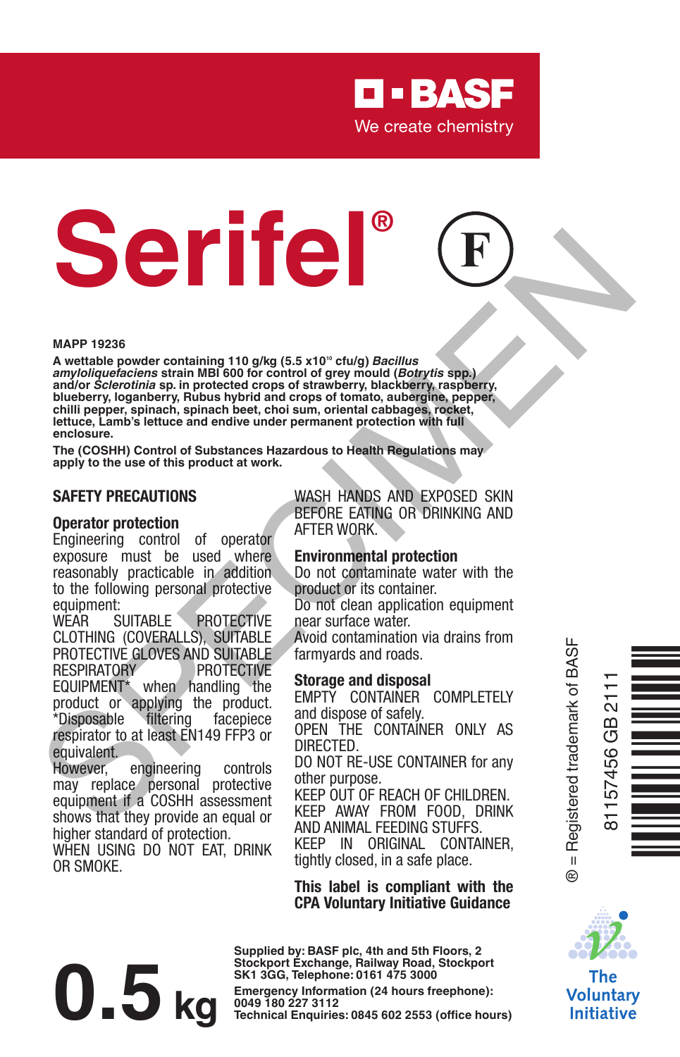BASF
We create chemistry

# Serifel®

MAPP 19236

**A wettable powder containing 110 g/kg (5.5 x10[10] cfu/g) *Bacillus amyloliquefaciens* strain MBI 600 for control of grey mould (*Botrytis* spp.) and/or *Sclerotinia* sp. in protected crops of strawberry, blackberry, raspberry, blueberry, loganberry, Rubus hybrid and crops of tomato, aubergine, pepper, chilli pepper, spinach, spinach beet, choi sum, oriental cabbages, rocket, lettuce, Lamb's lettuce and endive under permanent protection with full enclosure.**

**The (COSHH) Control of Substances Hazardous to Health Regulations may apply to the use of this product at work.**

## SAFETY PRECAUTIONS

### Operator protection

Engineering control of operator exposure must be used where reasonably practicable in addition to the following personal protective equipment:

WEAR SUITABLE PROTECTIVE CLOTHING (COVERALLS), SUITABLE PROTECTIVE GLOVES AND SUITABLE RESPIRATORY PROTECTIVE EQUIPMENT* when handling the product or applying the product.

*Disposable filtering facepiece respirator to at least EN149 FFP3 or equivalent.

However, engineering controls may replace personal protective equipment if a COSHH assessment shows that they provide an equal or higher standard of protection.

WHEN USING DO NOT EAT, DRINK OR SMOKE.

WASH HANDS AND EXPOSED SKIN BEFORE EATING OR DRINKING AND AFTER WORK.

### Environmental protection

Do not contaminate water with the product or its container.

Do not clean application equipment near surface water.

Avoid contamination via drains from farmyards and roads.

### Storage and disposal

EMPTY CONTAINER COMPLETELY and dispose of safely.

OPEN THE CONTAINER ONLY AS DIRECTED.

DO NOT RE-USE CONTAINER for any other purpose.

KEEP OUT OF REACH OF CHILDREN.

KEEP AWAY FROM FOOD, DRINK AND ANIMAL FEEDING STUFFS.

KEEP IN ORIGINAL CONTAINER, tightly closed, in a safe place.

**This label is compliant with the CPA Voluntary Initiative Guidance**

® = Registered trademark of BASF

81157456 GB 2111

The Voluntary Initiative

# 0.5 kg

**Supplied by: BASF plc, 4th and 5th Floors, 2 Stockport Exchange, Railway Road, Stockport SK1 3GG, Telephone: 0161 475 3000**

**Emergency Information (24 hours freephone): 0049 180 227 3112**

**Technical Enquiries: 0845 602 2553 (office hours)**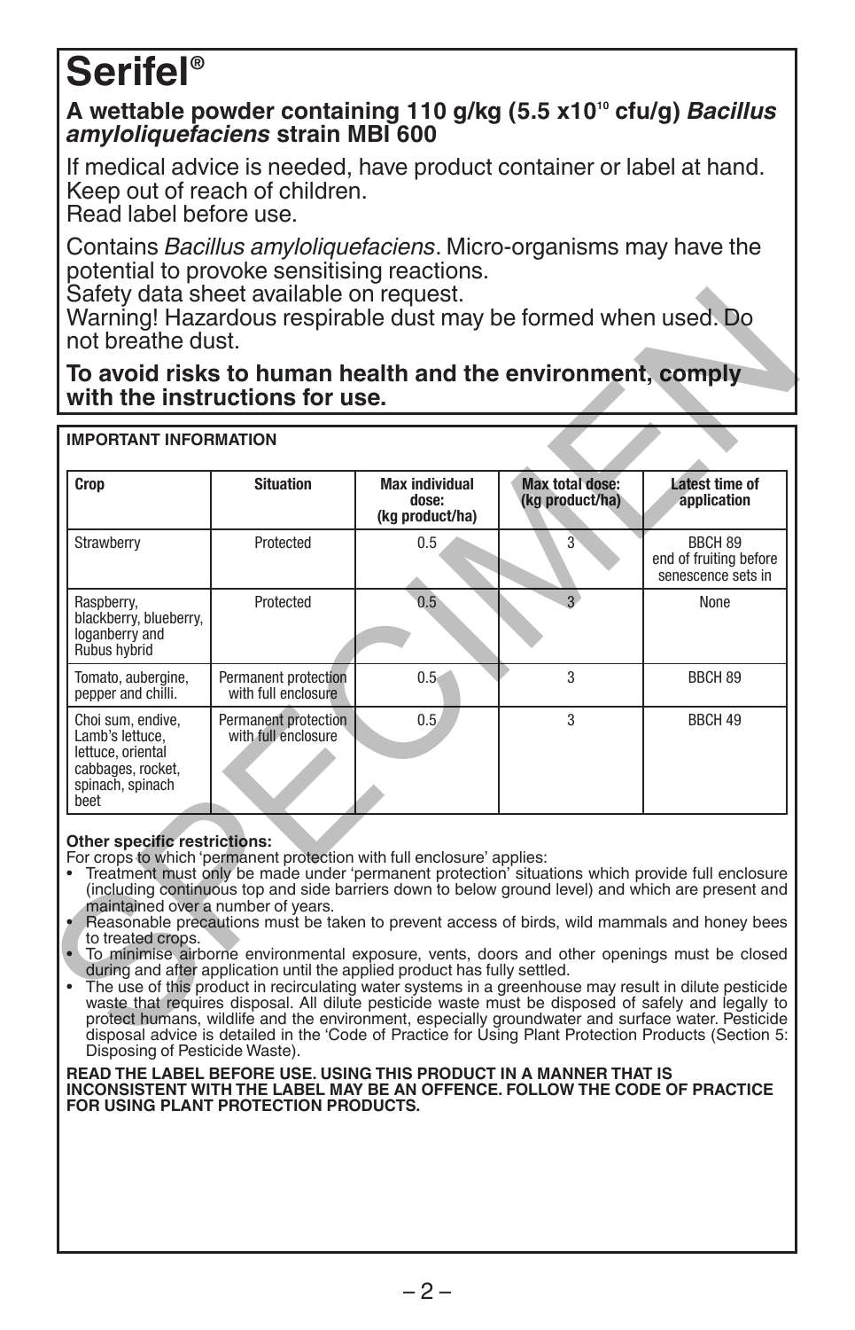# Serifel®

**A wettable powder containing 110 g/kg (5.5 x10$^{10}$ cfu/g) *Bacillus amyloliquefaciens* strain MBI 600**

If medical advice is needed, have product container or label at hand.
Keep out of reach of children.
Read label before use.

Contains *Bacillus amyloliquefaciens*. Micro-organisms may have the potential to provoke sensitising reactions.
Safety data sheet available on request.
Warning! Hazardous respirable dust may be formed when used. Do not breathe the dust.

**To avoid risks to human health and the environment, comply with the instructions for use.**

**IMPORTANT INFORMATION**

| Crop | Situation | Max individual dose: (kg product/ha) | Max total dose: (kg product/ha) | Latest time of application |
|---|---|---|---|---|
| Strawberry | Protected | 0.5 | 3 | BBCH 89 end of fruiting before senescence sets in |
| Raspberry, blackberry, blueberry, loganberry and Rubus hybrid | Protected | 0.5 | 3 | None |
| Tomato, aubergine, pepper and chilli. | Permanent protection with full enclosure | 0.5 | 3 | BBCH 89 |
| Choi sum, endive, Lamb's lettuce, lettuce, oriental cabbages, rocket, spinach, spinach beet | Permanent protection with full enclosure | 0.5 | 3 | BBCH 49 |

**Other specific restrictions:**
For crops to which 'permanent protection with full enclosure' applies:

- Treatment must only be made under 'permanent protection' situations which provide full enclosure (including continuous top and side barriers down to below ground level) and which are present and maintained over a number of years.
- Reasonable precautions must be taken to prevent access of birds, wild mammals and honey bees to treated crops.
- To minimise airborne environmental exposure, vents, doors and other openings must be closed during and after application until the applied product has fully settled.
- The use of this product in recirculating water systems in a greenhouse may result in dilute pesticide waste that requires disposal. All dilute pesticide waste must be disposed of safely and legally to protect humans, wildlife and the environment, especially groundwater and surface water. Pesticide disposal advice is detailed in the 'Code of Practice for Using Plant Protection Products (Section 5: Disposing of Pesticide Waste).

**READ THE LABEL BEFORE USE. USING THIS PRODUCT IN A MANNER THAT IS INCONSISTENT WITH THE LABEL MAY BE AN OFFENCE. FOLLOW THE CODE OF PRACTICE FOR USING PLANT PROTECTION PRODUCTS.**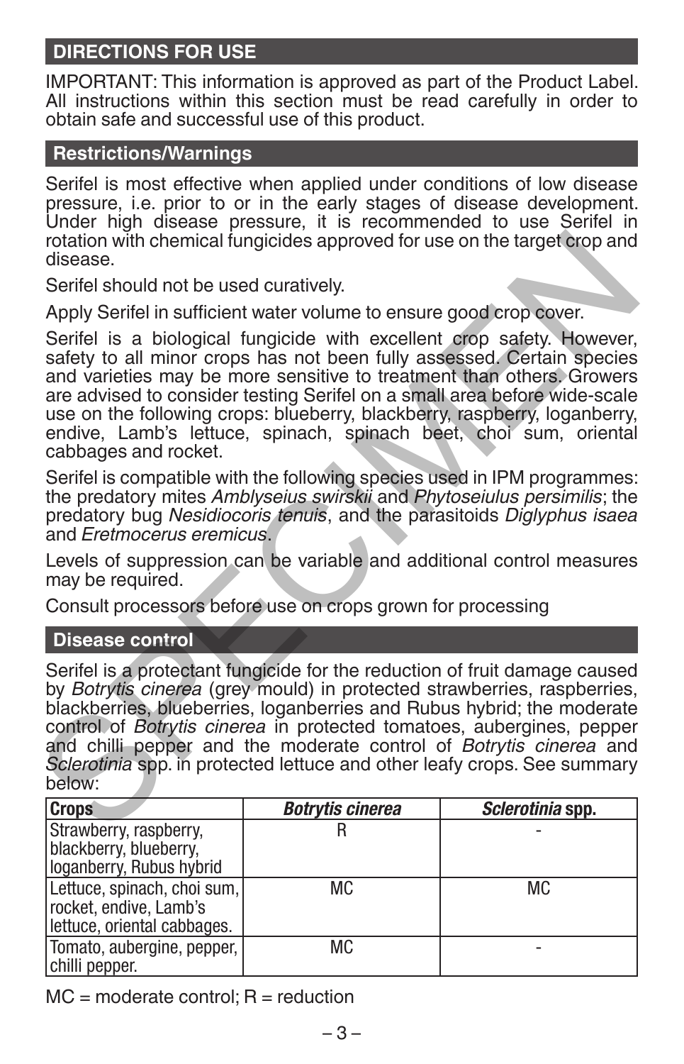## DIRECTIONS FOR USE

IMPORTANT: This information is approved as part of the Product Label. All instructions within this section must be read carefully in order to obtain safe and successful use of this product.

### Restrictions/Warnings

Serifel is most effective when applied under conditions of low disease pressure, i.e. prior to or in the early stages of disease development. Under high disease pressure, it is recommended to use Serifel in rotation with chemical fungicides approved for use on the target crop and disease.

Serifel should not be used curatively.

Apply Serifel in sufficient water volume to ensure good crop cover.

Serifel is a biological fungicide with excellent crop safety. However, safety to all minor crops has not been fully assessed. Certain species and varieties may be more sensitive to treatment than others. Growers are advised to consider testing Serifel on a small area before wide-scale use on the following crops: blueberry, blackberry, raspberry, loganberry, endive, Lamb's lettuce, spinach, spinach beet, choi sum, oriental cabbages and rocket.

Serifel is compatible with the following species used in IPM programmes: the predatory mites *Amblyseius swirskii* and *Phytoseiulus persimilis*; the predatory bug *Nesidiocoris tenuis*, and the parasitoids *Diglyphus isaea* and *Eretmocerus eremicus*.

Levels of suppression can be variable and additional control measures may be required.

Consult processors before use on crops grown for processing

### Disease control

Serifel is a protectant fungicide for the reduction of fruit damage caused by *Botrytis cinerea* (grey mould) in protected strawberries, raspberries, blackberries, blueberries, loganberries and Rubus hybrid; the moderate control of *Botrytis cinerea* in protected tomatoes, aubergines, pepper and chilli pepper and the moderate control of *Botrytis cinerea* and *Sclerotinia* spp. in protected lettuce and other leafy crops. See summary below:

| Crops | *Botrytis cinerea* | *Sclerotinia* spp. |
|---|---|---|
| Strawberry, raspberry, blackberry, blueberry, loganberry, Rubus hybrid | R | - |
| Lettuce, spinach, choi sum, rocket, endive, Lamb's lettuce, oriental cabbages. | MC | MC |
| Tomato, aubergine, pepper, chilli pepper. | MC | - |

MC = moderate control; R = reduction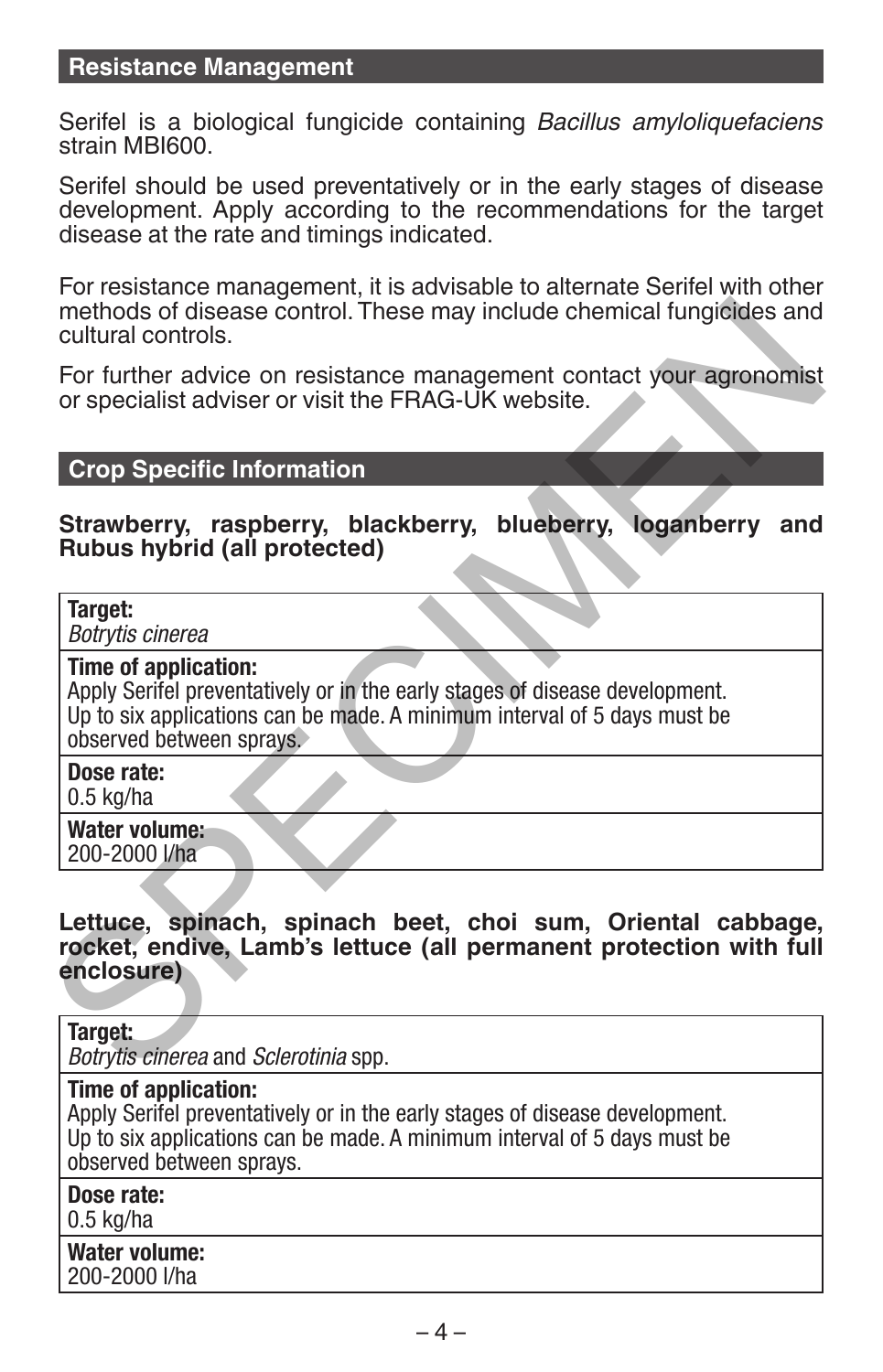## Resistance Management

Serifel is a biological fungicide containing *Bacillus amyloliquefaciens* strain MBI600.

Serifel should be used preventatively or in the early stages of disease development. Apply according to the recommendations for the target disease at the rate and timings indicated.

For resistance management, it is advisable to alternate Serifel with other methods of disease control. These may include chemical fungicides and cultural controls.

For further advice on resistance management contact your agronomist or specialist adviser or visit the FRAG-UK website.

## Crop Specific Information

**Strawberry, raspberry, blackberry, blueberry, loganberry and Rubus hybrid (all protected)**

| |
|---|
| **Target:**<br>*Botrytis cinerea* |
| **Time of application:**<br>Apply Serifel preventatively or in the early stages of disease development. Up to six applications can be made. A minimum interval of 5 days must be observed between sprays. |
| **Dose rate:**<br>0.5 kg/ha |
| **Water volume:**<br>200-2000 l/ha |

**Lettuce, spinach, spinach beet, choi sum, Oriental cabbage, rocket, endive, Lamb's lettuce (all permanent protection with full enclosure)**

| |
|---|
| **Target:**<br>*Botrytis cinerea* and *Sclerotinia* spp. |
| **Time of application:**<br>Apply Serifel preventatively or in the early stages of disease development. Up to six applications can be made. A minimum interval of 5 days must be observed between sprays. |
| **Dose rate:**<br>0.5 kg/ha |
| **Water volume:**<br>200-2000 l/ha |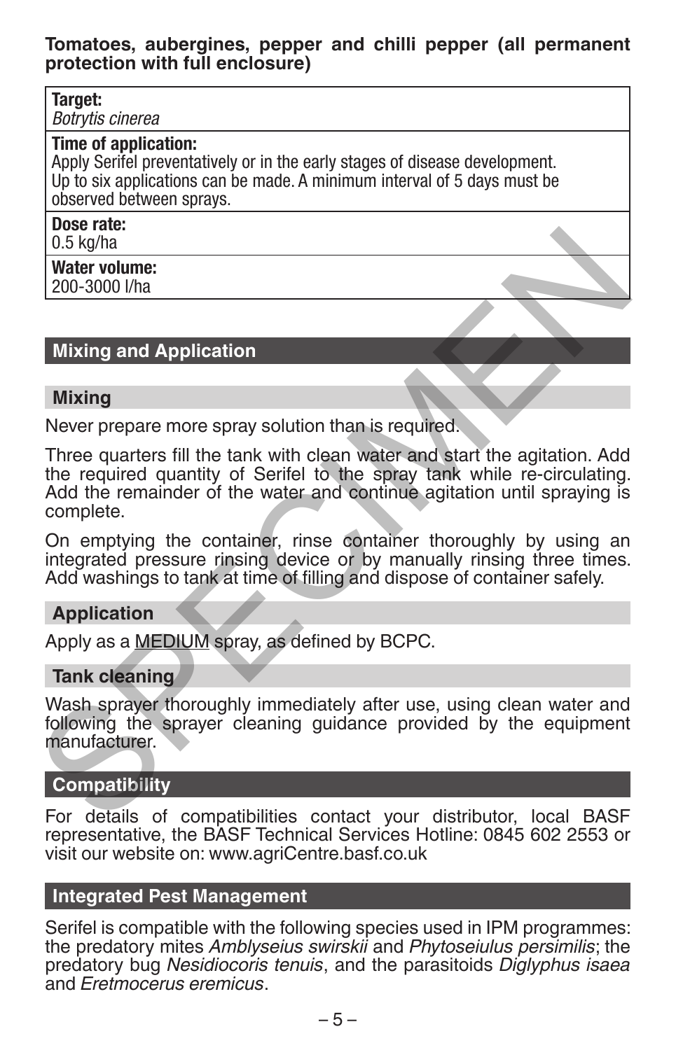**Tomatoes, aubergines, pepper and chilli pepper (all permanent protection with full enclosure)**

| **Target:**<br>*Botrytis cinerea* |
|---|
| **Time of application:**<br>Apply Serifel preventatively or in the early stages of disease development. Up to six applications can be made. A minimum interval of 5 days must be observed between sprays. |
| **Dose rate:**<br>0.5 kg/ha |
| **Water volume:**<br>200-3000 l/ha |

## Mixing and Application

### Mixing

Never prepare more spray solution than is required.

Three quarters fill the tank with clean water and start the agitation. Add the required quantity of Serifel to the spray tank while re-circulating. Add the remainder of the water and continue agitation until spraying is complete.

On emptying the container, rinse container thoroughly by using an integrated pressure rinsing device or by manually rinsing three times. Add washings to tank at time of filling and dispose of container safely.

### Application

Apply as a MEDIUM spray, as defined by BCPC.

### Tank cleaning

Wash sprayer thoroughly immediately after use, using clean water and following the sprayer cleaning guidance provided by the equipment manufacturer.

## Compatibility

For details of compatibilities contact your distributor, local BASF representative, the BASF Technical Services Hotline: 0845 602 2553 or visit our website on: www.agriCentre.basf.co.uk

## Integrated Pest Management

Serifel is compatible with the following species used in IPM programmes: the predatory mites *Amblyseius swirskii* and *Phytoseiulus persimilis*; the predatory bug *Nesidiocoris tenuis*, and the parasitoids *Diglyphus isaea* and *Eretmocerus eremicus*.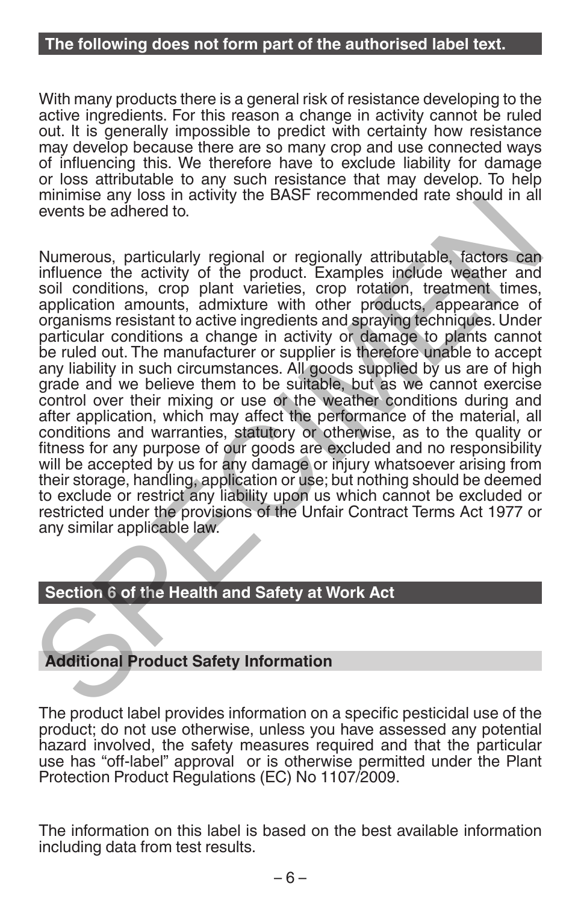## The following does not form part of the authorised label text.

With many products there is a general risk of resistance developing to the active ingredients. For this reason a change in activity cannot be ruled out. It is generally impossible to predict with certainty how resistance may develop because there are so many crop and use connected ways of influencing this. We therefore have to exclude liability for damage or loss attributable to any such resistance that may develop. To help minimise any loss in activity the BASF recommended rate should in all events be adhered to.

Numerous, particularly regional or regionally attributable, factors can influence the activity of the product. Examples include weather and soil conditions, crop plant varieties, crop rotation, treatment times, application amounts, admixture with other products, appearance of organisms resistant to active ingredients and spraying techniques. Under particular conditions a change in activity or damage to plants cannot be ruled out. The manufacturer or supplier is therefore unable to accept any liability in such circumstances. All goods supplied by us are of high grade and we believe them to be suitable, but as we cannot exercise control over their mixing or use or the weather conditions during and after application, which may affect the performance of the material, all conditions and warranties, statutory or otherwise, as to the quality or fitness for any purpose of our goods are excluded and no responsibility will be accepted by us for any damage or injury whatsoever arising from their storage, handling, application or use; but nothing should be deemed to exclude or restrict any liability upon us which cannot be excluded or restricted under the provisions of the Unfair Contract Terms Act 1977 or any similar applicable law.

## Section 6 of the Health and Safety at Work Act

### Additional Product Safety Information

The product label provides information on a specific pesticidal use of the product; do not use otherwise, unless you have assessed any potential hazard involved, the safety measures required and that the particular use has "off-label" approval or is otherwise permitted under the Plant Protection Product Regulations (EC) No 1107/2009.

The information on this label is based on the best available information including data from test results.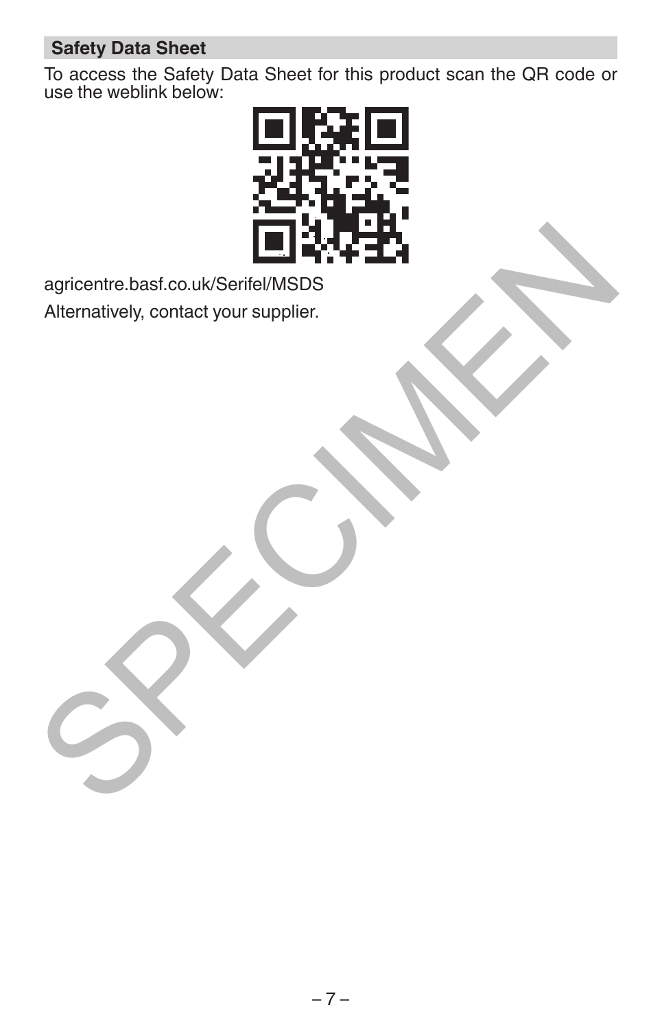## Safety Data Sheet

To access the Safety Data Sheet for this product scan the QR code or use the weblink below:

agricentre.basf.co.uk/Serifel/MSDS

Alternatively, contact your supplier.